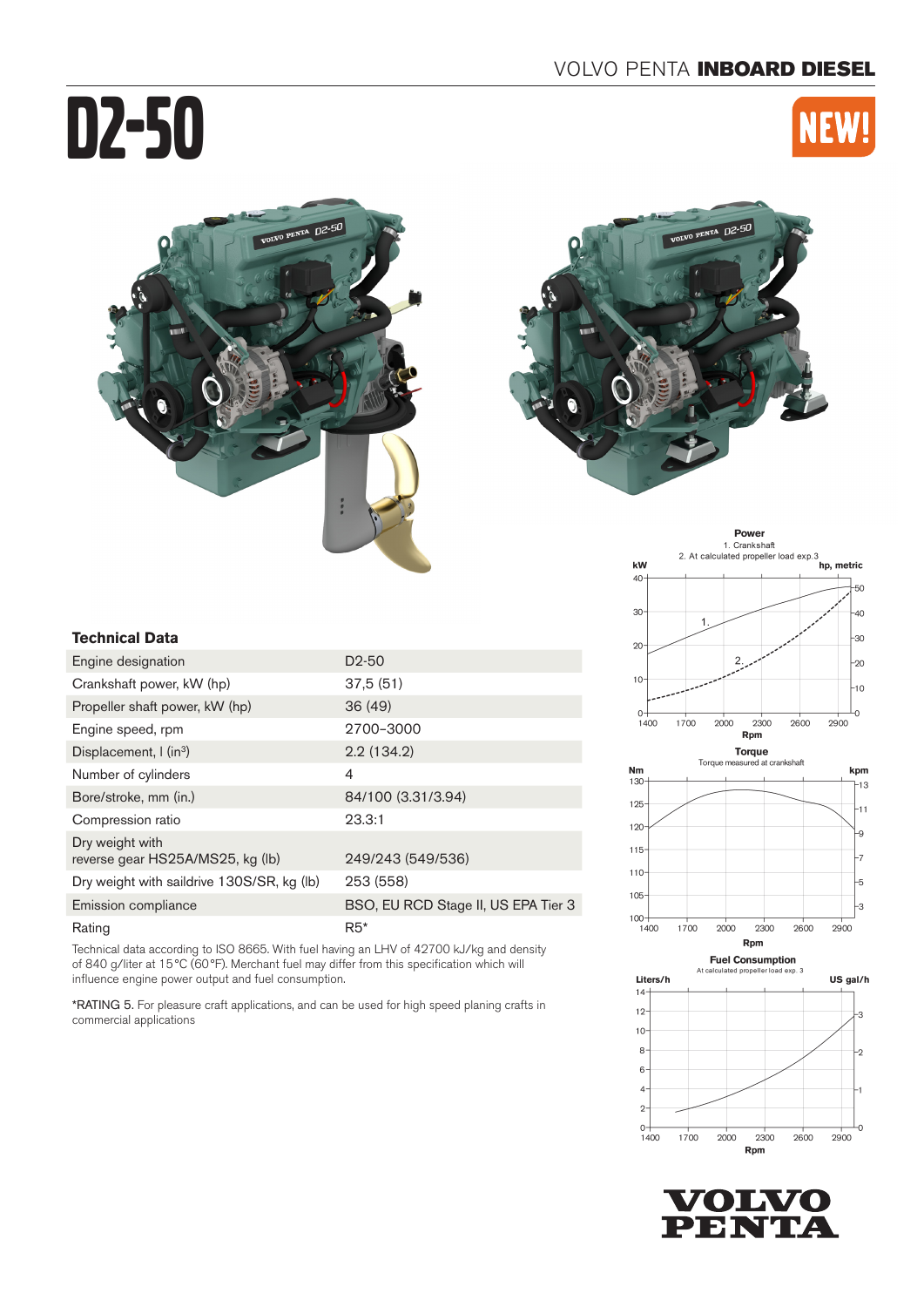VOLVO PENTA **INBOARD DIESEL**

# D2-50

**NEW!**

### Technical Data

| | |
|---|---|
| Engine designation | D2-50 |
| Crankshaft power, kW (hp) | 37,5 (51) |
| Propeller shaft power, kW (hp) | 36 (49) |
| Engine speed, rpm | 2700–3000 |
| Displacement, l (in³) | 2.2 (134.2) |
| Number of cylinders | 4 |
| Bore/stroke, mm (in.) | 84/100 (3.31/3.94) |
| Compression ratio | 23.3:1 |
| Dry weight with reverse gear HS25A/MS25, kg (lb) | 249/243 (549/536) |
| Dry weight with saildrive 130S/SR, kg (lb) | 253 (558) |
| Emission compliance | BSO, EU RCD Stage II, US EPA Tier 3 |
| Rating | R5* |

Technical data according to ISO 8665. With fuel having an LHV of 42700 kJ/kg and density of 840 g/liter at 15°C (60°F). Merchant fuel may differ from this specification which will influence engine power output and fuel consumption.

*RATING 5. For pleasure craft applications, and can be used for high speed planing crafts in commercial applications

**Power**
1. Crankshaft
2. At calculated propeller load exp.3

**Torque**
Torque measured at crankshaft

**Fuel Consumption**
At calculated propeller load exp. 3

VOLVO PENTA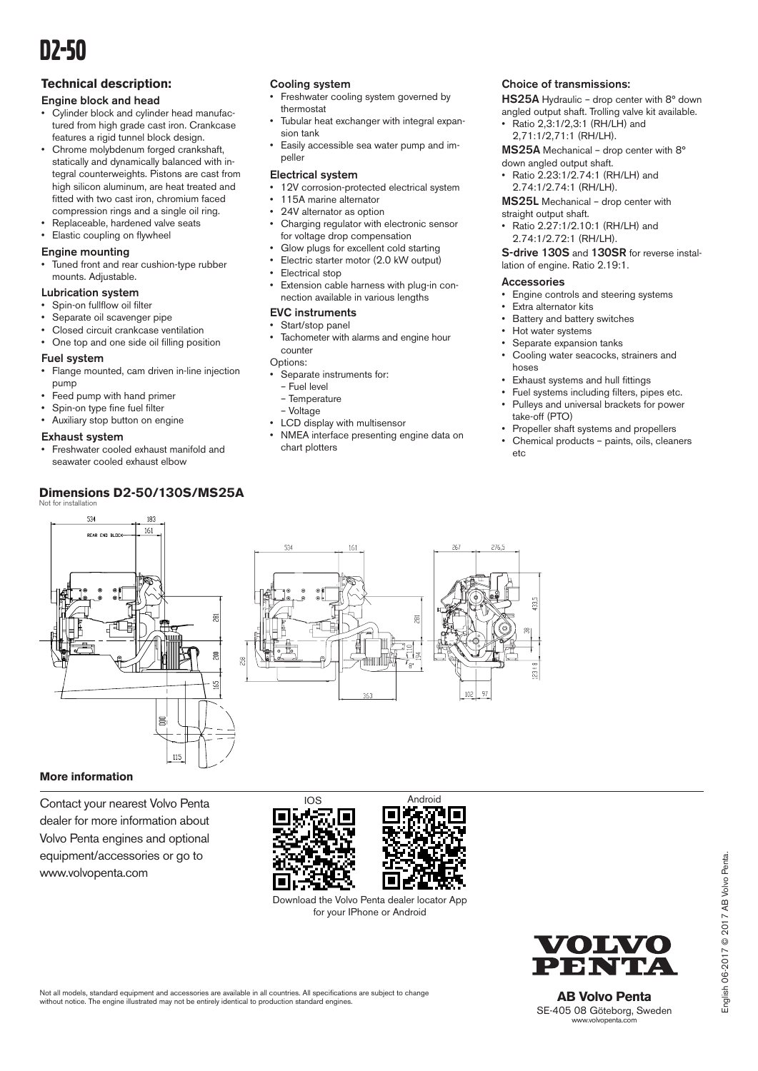# D2-50

## Technical description:

### Engine block and head

- Cylinder block and cylinder head manufactured from high grade cast iron. Crankcase features a rigid tunnel block design.
- Chrome molybdenum forged crankshaft, statically and dynamically balanced with integral counterweights. Pistons are cast from high silicon aluminum, are heat treated and fitted with two cast iron, chromium faced compression rings and a single oil ring.
- Replaceable, hardened valve seats
- Elastic coupling on flywheel

### Engine mounting

- Tuned front and rear cushion-type rubber mounts. Adjustable.

### Lubrication system

- Spin-on fullflow oil filter
- Separate oil scavenger pipe
- Closed circuit crankcase ventilation
- One top and one side oil filling position

### Fuel system

- Flange mounted, cam driven in-line injection pump
- Feed pump with hand primer
- Spin-on type fine fuel filter
- Auxiliary stop button on engine

### Exhaust system

- Freshwater cooled exhaust manifold and seawater cooled exhaust elbow

### Cooling system

- Freshwater cooling system governed by thermostat
- Tubular heat exchanger with integral expansion tank
- Easily accessible sea water pump and impeller

### Electrical system

- 12V corrosion-protected electrical system
- 115A marine alternator
- 24V alternator as option
- Charging regulator with electronic sensor for voltage drop compensation
- Glow plugs for excellent cold starting
- Electric starter motor (2.0 kW output)
- Electrical stop
- Extension cable harness with plug-in connection available in various lengths

### EVC instruments

- Start/stop panel
- Tachometer with alarms and engine hour counter

Options:

- Separate instruments for:
  - Fuel level
  - Temperature
  - Voltage
- LCD display with multisensor
- NMEA interface presenting engine data on chart plotters

### Choice of transmissions:

**HS25A** Hydraulic – drop center with 8° down angled output shaft. Trolling valve kit available.

- Ratio 2,3:1/2,3:1 (RH/LH) and 2,71:1/2,71:1 (RH/LH).

**MS25A** Mechanical – drop center with 8° down angled output shaft.

- Ratio 2.23:1/2.74:1 (RH/LH) and 2.74:1/2.74:1 (RH/LH).

**MS25L** Mechanical – drop center with straight output shaft.

- Ratio 2.27:1/2.10:1 (RH/LH) and 2.74:1/2.72:1 (RH/LH).

**S-drive 130S** and **130SR** for reverse installation of engine. Ratio 2.19:1.

### Accessories

- Engine controls and steering systems
- Extra alternator kits
- Battery and battery switches
- Hot water systems
- Separate expansion tanks
- Cooling water seacocks, strainers and hoses
- Exhaust systems and hull fittings
- Fuel systems including filters, pipes etc.
- Pulleys and universal brackets for power take-off (PTO)
- Propeller shaft systems and propellers
- Chemical products – paints, oils, cleaners etc

## Dimensions D2-50/130S/MS25A

Not for installation

534 183 161 REAR END BLOCK 281 200 165 800 115

534 161 281 258 110 194 8° 363

267 276,5 433,5 38 123±8 102 97

## More information

Contact your nearest Volvo Penta dealer for more information about Volvo Penta engines and optional equipment/accessories or go to www.volvopenta.com

IOS Android

Download the Volvo Penta dealer locator App for your IPhone or Android

Not all models, standard equipment and accessories are available in all countries. All specifications are subject to change without notice. The engine illustrated may not be entirely identical to production standard engines.

**AB Volvo Penta**
SE-405 08 Göteborg, Sweden
www.volvopenta.com

English 06-2017 © 2017 AB Volvo Penta.